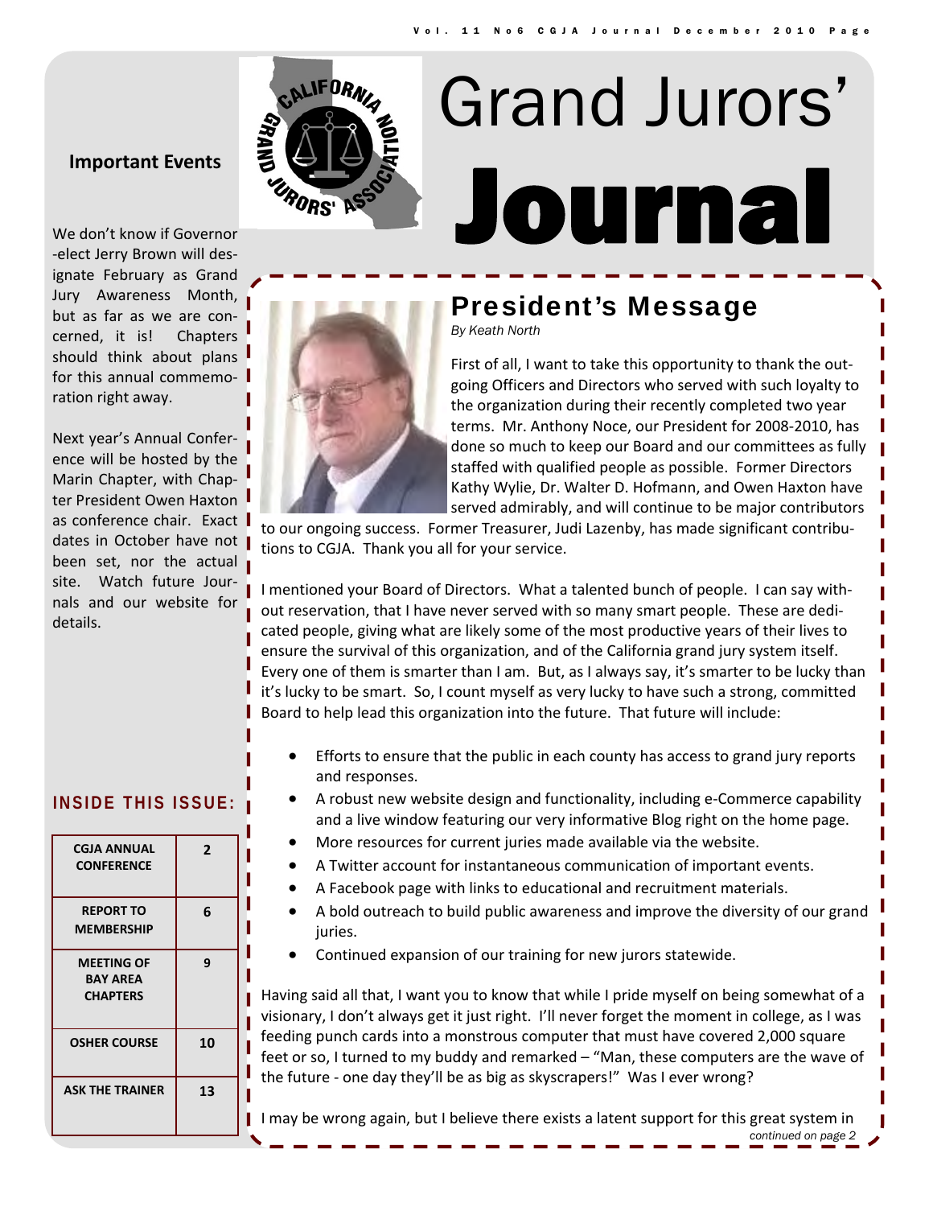# Grand Jurors' Journal

## Important Events

We don't know if Governor-elect Jerry Brown will designate February as Grand Jury Awareness Month, but as far as we are concerned, it is! Chapters should think about plans for this annual commemoration right away.

Next year's Annual Conference will be hosted by the Marin Chapter, with Chapter President Owen Haxton as conference chair. Exact dates in October have not been set, nor the actual site. Watch future Journals and our website for details.

### INSIDE THIS ISSUE:

| | |
|---|---|
| CGJA ANNUAL CONFERENCE | 2 |
| REPORT TO MEMBERSHIP | 6 |
| MEETING OF BAY AREA CHAPTERS | 9 |
| OSHER COURSE | 10 |
| ASK THE TRAINER | 13 |

## President's Message

*By Keath North*

First of all, I want to take this opportunity to thank the outgoing Officers and Directors who served with such loyalty to the organization during their recently completed two year terms. Mr. Anthony Noce, our President for 2008-2010, has done so much to keep our Board and our committees as fully staffed with qualified people as possible. Former Directors Kathy Wylie, Dr. Walter D. Hofmann, and Owen Haxton have served admirably, and will continue to be major contributors to our ongoing success. Former Treasurer, Judi Lazenby, has made significant contributions to CGJA. Thank you all for your service.

I mentioned your Board of Directors. What a talented bunch of people. I can say without reservation, that I have never served with so many smart people. These are dedicated people, giving what are likely some of the most productive years of their lives to ensure the survival of this organization, and of the California grand jury system itself. Every one of them is smarter than I am. But, as I always say, it's smarter to be lucky than it's lucky to be smart. So, I count myself as very lucky to have such a strong, committed Board to help lead this organization into the future. That future will include:

- Efforts to ensure that the public in each county has access to grand jury reports and responses.
- A robust new website design and functionality, including e-Commerce capability and a live window featuring our very informative Blog right on the home page.
- More resources for current juries made available via the website.
- A Twitter account for instantaneous communication of important events.
- A Facebook page with links to educational and recruitment materials.
- A bold outreach to build public awareness and improve the diversity of our grand juries.
- Continued expansion of our training for new jurors statewide.

Having said all that, I want you to know that while I pride myself on being somewhat of a visionary, I don't always get it just right. I'll never forget the moment in college, as I was feeding punch cards into a monstrous computer that must have covered 2,000 square feet or so, I turned to my buddy and remarked – "Man, these computers are the wave of the future - one day they'll be as big as skyscrapers!" Was I ever wrong?

I may be wrong again, but I believe there exists a latent support for this great system in

*continued on page 2*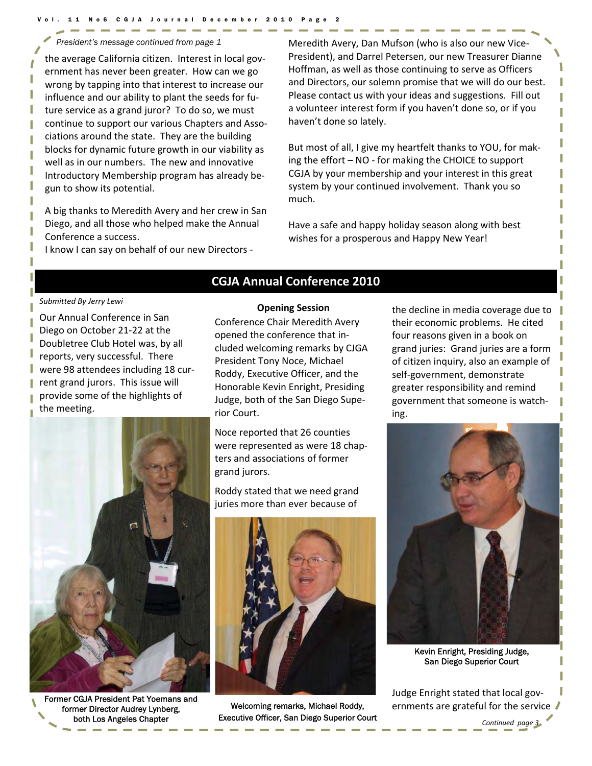*President's message continued from page 1*

the average California citizen. Interest in local government has never been greater. How can we go wrong by tapping into that interest to increase our influence and our ability to plant the seeds for future service as a grand juror? To do so, we must continue to support our various Chapters and Associations around the state. They are the building blocks for dynamic future growth in our viability as well as in our numbers. The new and innovative Introductory Membership program has already begun to show its potential.

A big thanks to Meredith Avery and her crew in San Diego, and all those who helped make the Annual Conference a success.

I know I can say on behalf of our new Directors - Meredith Avery, Dan Mufson (who is also our new Vice-President), and Darrel Petersen, our new Treasurer Dianne Hoffman, as well as those continuing to serve as Officers and Directors, our solemn promise that we will do our best. Please contact us with your ideas and suggestions. Fill out a volunteer interest form if you haven't done so, or if you haven't done so lately.

But most of all, I give my heartfelt thanks to YOU, for making the effort – NO - for making the CHOICE to support CGJA by your membership and your interest in this great system by your continued involvement. Thank you so much.

Have a safe and happy holiday season along with best wishes for a prosperous and Happy New Year!

## CGJA Annual Conference 2010

*Submitted By Jerry Lewi*

Our Annual Conference in San Diego on October 21-22 at the Doubletree Club Hotel was, by all reports, very successful. There were 98 attendees including 18 current grand jurors. This issue will provide some of the highlights of the meeting.

Former CGJA President Pat Yoemans and former Director Audrey Lynberg, both Los Angeles Chapter

**Opening Session**

Conference Chair Meredith Avery opened the conference that included welcoming remarks by CJGA President Tony Noce, Michael Roddy, Executive Officer, and the Honorable Kevin Enright, Presiding Judge, both of the San Diego Superior Court.

Noce reported that 26 counties were represented as were 18 chapters and associations of former grand jurors.

Roddy stated that we need grand juries more than ever because of the decline in media coverage due to their economic problems. He cited four reasons given in a book on grand juries: Grand juries are a form of citizen inquiry, also an example of self-government, demonstrate greater responsibility and remind government that someone is watching.

Welcoming remarks, Michael Roddy, Executive Officer, San Diego Superior Court

Kevin Enright, Presiding Judge, San Diego Superior Court

Judge Enright stated that local governments are grateful for the service

*Continued page 3*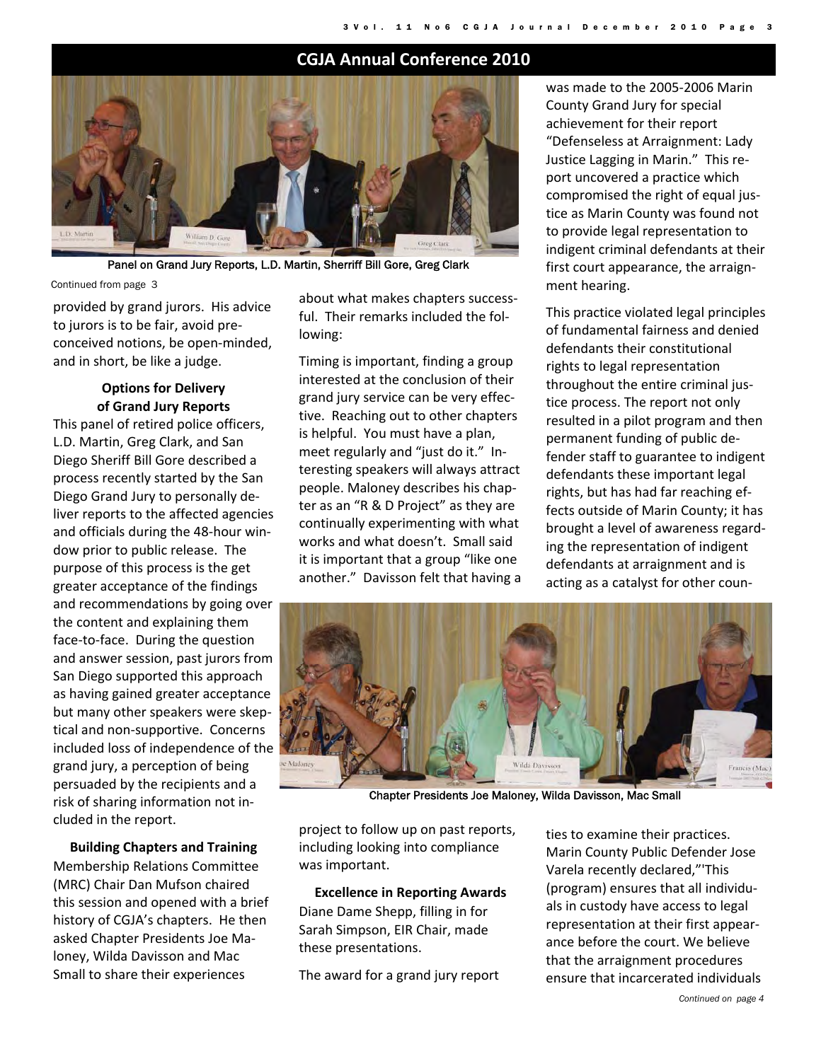## CGJA Annual Conference 2010

Panel on Grand Jury Reports, L.D. Martin, Sherriff Bill Gore, Greg Clark

Continued from page 3

provided by grand jurors. His advice to jurors is to be fair, avoid preconceived notions, be open-minded, and in short, be like a judge.

### Options for Delivery of Grand Jury Reports

This panel of retired police officers, L.D. Martin, Greg Clark, and San Diego Sheriff Bill Gore described a process recently started by the San Diego Grand Jury to personally deliver reports to the affected agencies and officials during the 48-hour window prior to public release. The purpose of this process is the get greater acceptance of the findings and recommendations by going over the content and explaining them face-to-face. During the question and answer session, past jurors from San Diego supported this approach as having gained greater acceptance but many other speakers were skeptical and non-supportive. Concerns included loss of independence of the grand jury, a perception of being persuaded by the recipients and a risk of sharing information not included in the report.

### Building Chapters and Training

Membership Relations Committee (MRC) Chair Dan Mufson chaired this session and opened with a brief history of CGJA's chapters. He then asked Chapter Presidents Joe Maloney, Wilda Davisson and Mac Small to share their experiences about what makes chapters successful. Their remarks included the following:

Timing is important, finding a group interested at the conclusion of their grand jury service can be very effective. Reaching out to other chapters is helpful. You must have a plan, meet regularly and "just do it." Interesting speakers will always attract people. Maloney describes his chapter as an "R & D Project" as they are continually experimenting with what works and what doesn't. Small said it is important that a group "like one another." Davisson felt that having a project to follow up on past reports, including looking into compliance was important.

Chapter Presidents Joe Maloney, Wilda Davisson, Mac Small

### Excellence in Reporting Awards

Diane Dame Shepp, filling in for Sarah Simpson, EIR Chair, made these presentations.

The award for a grand jury report was made to the 2005-2006 Marin County Grand Jury for special achievement for their report "Defenseless at Arraignment: Lady Justice Lagging in Marin." This report uncovered a practice which compromised the right of equal justice as Marin County was found not to provide legal representation to indigent criminal defendants at their first court appearance, the arraignment hearing.

This practice violated legal principles of fundamental fairness and denied defendants their constitutional rights to legal representation throughout the entire criminal justice process. The report not only resulted in a pilot program and then permanent funding of public defender staff to guarantee to indigent defendants these important legal rights, but has had far reaching effects outside of Marin County; it has brought a level of awareness regarding the representation of indigent defendants at arraignment and is acting as a catalyst for other counties to examine their practices. Marin County Public Defender Jose Varela recently declared,"'This (program) ensures that all individuals in custody have access to legal representation at their first appearance before the court. We believe that the arraignment procedures ensure that incarcerated individuals

*Continued on page 4*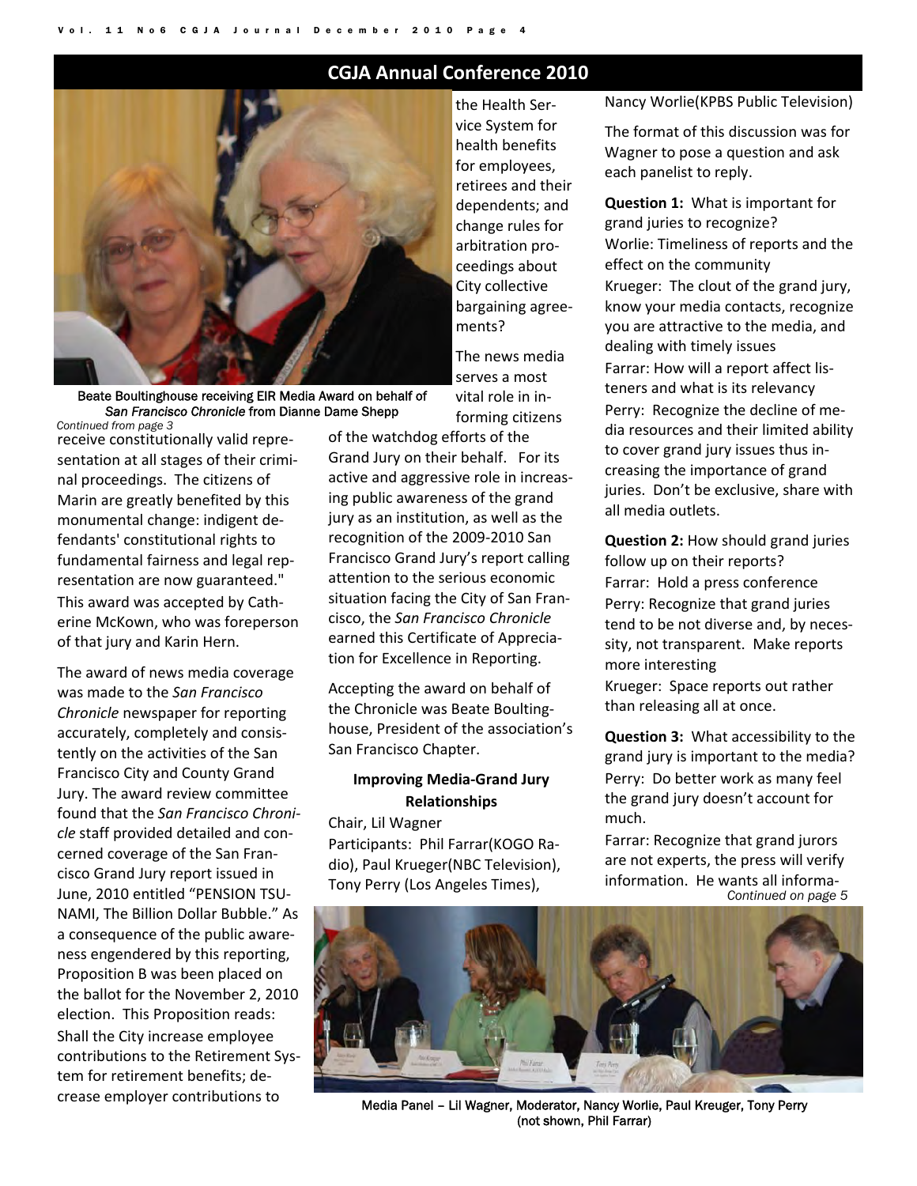## CGJA Annual Conference 2010

Beate Boultinghouse receiving EIR Media Award on behalf of *San Francisco Chronicle* from Dianne Dame Shepp

*Continued from page 3*

receive constitutionally valid representation at all stages of their criminal proceedings. The citizens of Marin are greatly benefited by this monumental change: indigent defendants' constitutional rights to fundamental fairness and legal representation are now guaranteed." This award was accepted by Catherine McKown, who was foreperson of that jury and Karin Hern.

The award of news media coverage was made to the *San Francisco Chronicle* newspaper for reporting accurately, completely and consistently on the activities of the San Francisco City and County Grand Jury. The award review committee found that the *San Francisco Chronicle* staff provided detailed and concerned coverage of the San Francisco Grand Jury report issued in June, 2010 entitled "PENSION TSUNAMI, The Billion Dollar Bubble." As a consequence of the public awareness engendered by this reporting, Proposition B was been placed on the ballot for the November 2, 2010 election. This Proposition reads: Shall the City increase employee contributions to the Retirement System for retirement benefits; decrease employer contributions to the Health Service System for health benefits for employees, retirees and their dependents; and change rules for arbitration proceedings about City collective bargaining agreements?

The news media serves a most vital role in informing citizens of the watchdog efforts of the Grand Jury on their behalf. For its active and aggressive role in increasing public awareness of the grand jury as an institution, as well as the recognition of the 2009-2010 San Francisco Grand Jury's report calling attention to the serious economic situation facing the City of San Francisco, the *San Francisco Chronicle* earned this Certificate of Appreciation for Excellence in Reporting.

Accepting the award on behalf of the Chronicle was Beate Boultinghouse, President of the association's San Francisco Chapter.

### Improving Media-Grand Jury Relationships

Chair, Lil Wagner
Participants: Phil Farrar(KOGO Radio), Paul Krueger(NBC Television), Tony Perry (Los Angeles Times), Nancy Worlie(KPBS Public Television)

The format of this discussion was for Wagner to pose a question and ask each panelist to reply.

**Question 1:** What is important for grand juries to recognize?
Worlie: Timeliness of reports and the effect on the community
Krueger: The clout of the grand jury, know your media contacts, recognize you are attractive to the media, and dealing with timely issues
Farrar: How will a report affect listeners and what is its relevancy
Perry: Recognize the decline of media resources and their limited ability to cover grand jury issues thus increasing the importance of grand juries. Don't be exclusive, share with all media outlets.

**Question 2:** How should grand juries follow up on their reports?
Farrar: Hold a press conference
Perry: Recognize that grand juries tend to be not diverse and, by necessity, not transparent. Make reports more interesting
Krueger: Space reports out rather than releasing all at once.

**Question 3:** What accessibility to the grand jury is important to the media?
Perry: Do better work as many feel the grand jury doesn't account for much.
Farrar: Recognize that grand jurors are not experts, the press will verify information. He wants all informa-

*Continued on page 5*

Media Panel – Lil Wagner, Moderator, Nancy Worlie, Paul Kreuger, Tony Perry (not shown, Phil Farrar)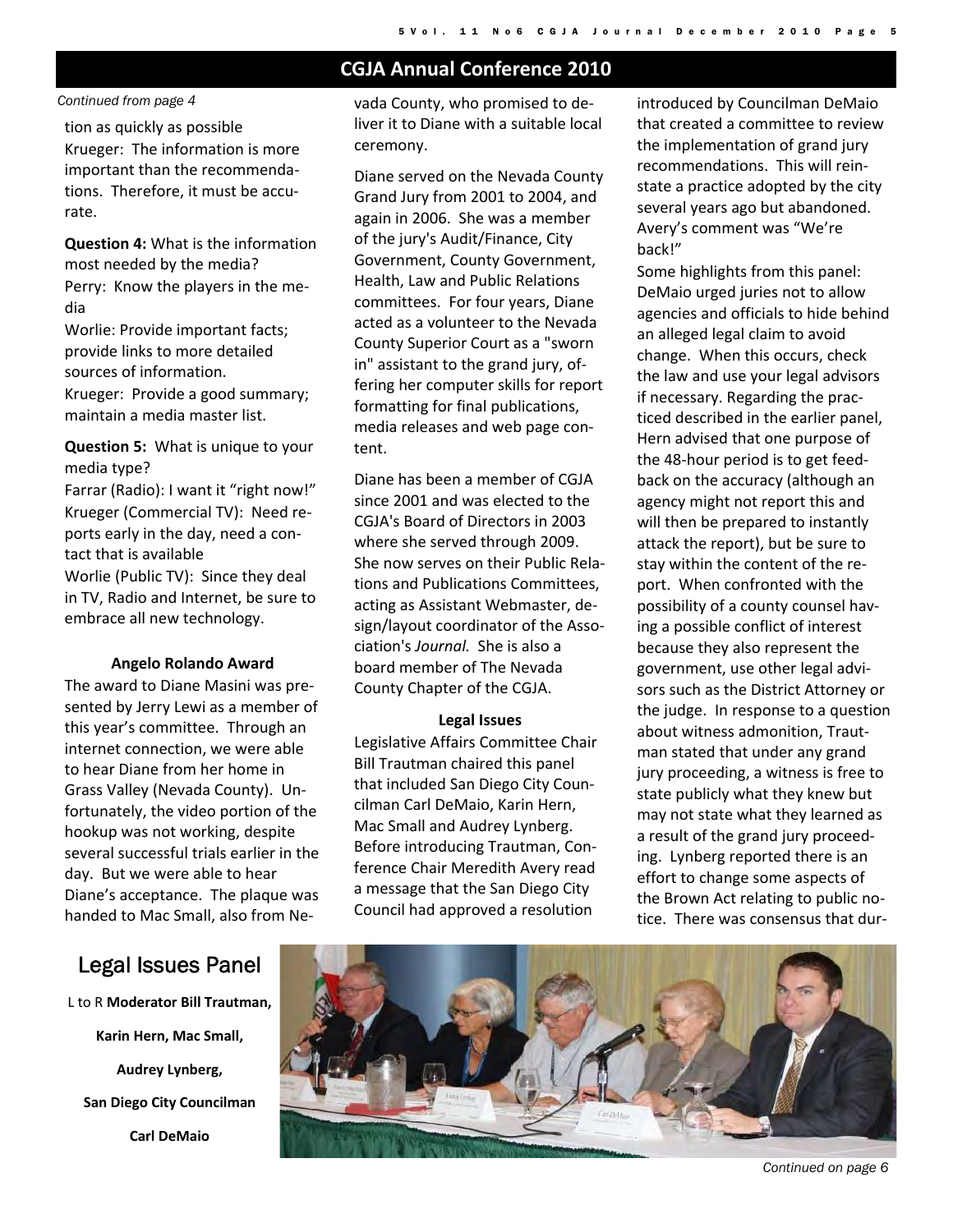## CGJA Annual Conference 2010

*Continued from page 4*

tion as quickly as possible

Krueger: The information is more important than the recommendations. Therefore, it must be accurate.

**Question 4:** What is the information most needed by the media?

Perry: Know the players in the media

Worlie: Provide important facts; provide links to more detailed sources of information.

Krueger: Provide a good summary; maintain a media master list.

**Question 5:** What is unique to your media type?

Farrar (Radio): I want it "right now!"

Krueger (Commercial TV): Need reports early in the day, need a contact that is available

Worlie (Public TV): Since they deal in TV, Radio and Internet, be sure to embrace all new technology.

### Angelo Rolando Award

The award to Diane Masini was presented by Jerry Lewi as a member of this year's committee. Through an internet connection, we were able to hear Diane from her home in Grass Valley (Nevada County). Unfortunately, the video portion of the hookup was not working, despite several successful trials earlier in the day. But we were able to hear Diane's acceptance. The plaque was handed to Mac Small, also from Nevada County, who promised to deliver it to Diane with a suitable local ceremony.

Diane served on the Nevada County Grand Jury from 2001 to 2004, and again in 2006. She was a member of the jury's Audit/Finance, City Government, County Government, Health, Law and Public Relations committees. For four years, Diane acted as a volunteer to the Nevada County Superior Court as a "sworn in" assistant to the grand jury, offering her computer skills for report formatting for final publications, media releases and web page content.

Diane has been a member of CGJA since 2001 and was elected to the CGJA's Board of Directors in 2003 where she served through 2009. She now serves on their Public Relations and Publications Committees, acting as Assistant Webmaster, design/layout coordinator of the Association's *Journal.* She is also a board member of The Nevada County Chapter of the CGJA.

### Legal Issues

Legislative Affairs Committee Chair Bill Trautman chaired this panel that included San Diego City Councilman Carl DeMaio, Karin Hern, Mac Small and Audrey Lynberg. Before introducing Trautman, Conference Chair Meredith Avery read a message that the San Diego City Council had approved a resolution introduced by Councilman DeMaio that created a committee to review the implementation of grand jury recommendations. This will reinstate a practice adopted by the city several years ago but abandoned. Avery's comment was "We're back!"

Some highlights from this panel: DeMaio urged juries not to allow agencies and officials to hide behind an alleged legal claim to avoid change. When this occurs, check the law and use your legal advisors if necessary. Regarding the practiced described in the earlier panel, Hern advised that one purpose of the 48-hour period is to get feedback on the accuracy (although an agency might not report this and will then be prepared to instantly attack the report), but be sure to stay within the content of the report. When confronted with the possibility of a county counsel having a possible conflict of interest because they also represent the government, use other legal advisors such as the District Attorney or the judge. In response to a question about witness admonition, Trautman stated that under any grand jury proceeding, a witness is free to state publicly what they knew but may not state what they learned as a result of the grand jury proceeding. Lynberg reported there is an effort to change some aspects of the Brown Act relating to public notice. There was consensus that dur-

**Legal Issues Panel**

L to R **Moderator Bill Trautman, Karin Hern, Mac Small, Audrey Lynberg, San Diego City Councilman Carl DeMaio**

*Continued on page 6*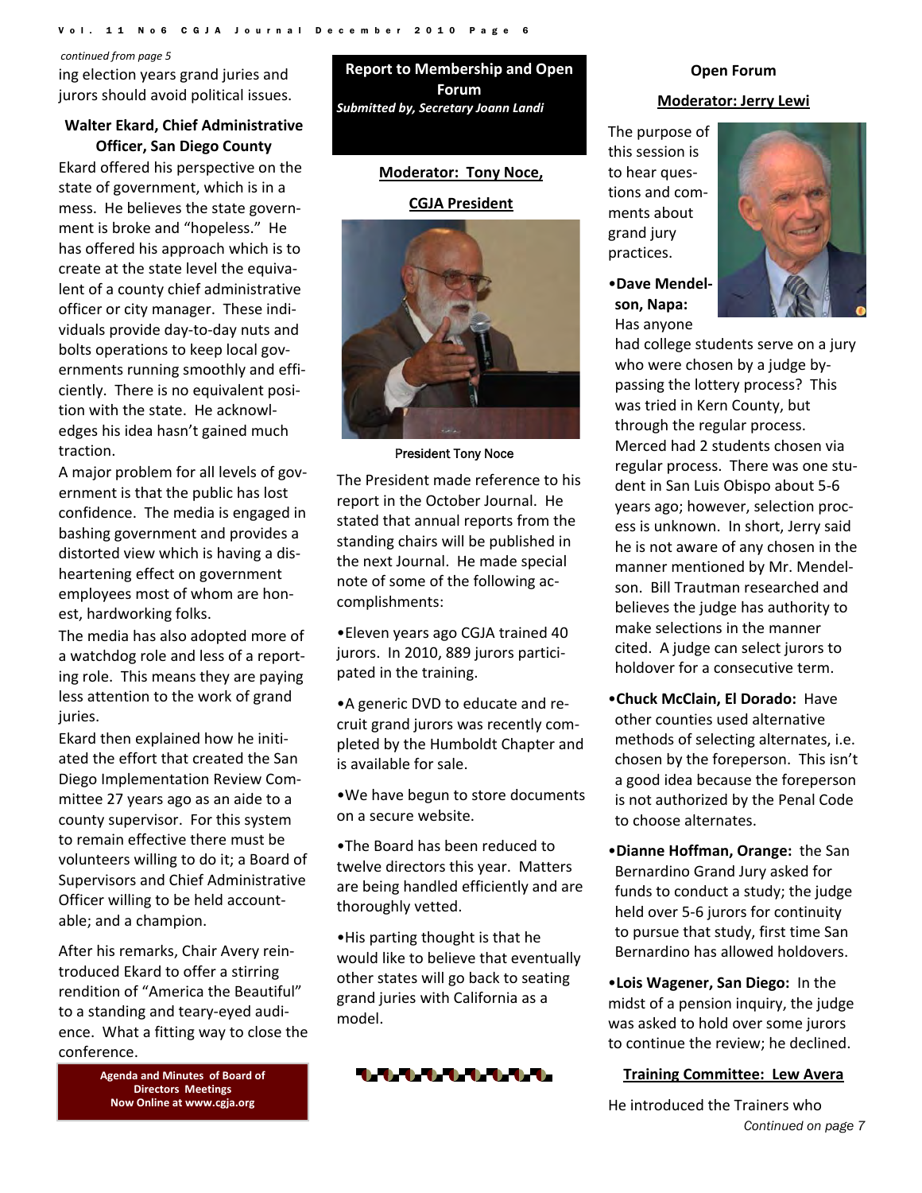*continued from page 5*

ing election years grand juries and jurors should avoid political issues.

### Walter Ekard, Chief Administrative Officer, San Diego County

Ekard offered his perspective on the state of government, which is in a mess. He believes the state government is broke and "hopeless." He has offered his approach which is to create at the state level the equivalent of a county chief administrative officer or city manager. These individuals provide day-to-day nuts and bolts operations to keep local governments running smoothly and efficiently. There is no equivalent position with the state. He acknowledges his idea hasn't gained much traction.

A major problem for all levels of government is that the public has lost confidence. The media is engaged in bashing government and provides a distorted view which is having a disheartening effect on government employees most of whom are honest, hardworking folks.

The media has also adopted more of a watchdog role and less of a reporting role. This means they are paying less attention to the work of grand juries.

Ekard then explained how he initiated the effort that created the San Diego Implementation Review Committee 27 years ago as an aide to a county supervisor. For this system to remain effective there must be volunteers willing to do it; a Board of Supervisors and Chief Administrative Officer willing to be held accountable; and a champion.

After his remarks, Chair Avery reintroduced Ekard to offer a stirring rendition of "America the Beautiful" to a standing and teary-eyed audience. What a fitting way to close the conference.

**Agenda and Minutes of Board of Directors Meetings Now Online at www.cgja.org**

## Report to Membership and Open Forum

*Submitted by, Secretary Joann Landi*

**Moderator: Tony Noce, CGJA President**

President Tony Noce

The President made reference to his report in the October Journal. He stated that annual reports from the standing chairs will be published in the next Journal. He made special note of some of the following accomplishments:

- Eleven years ago CGJA trained 40 jurors. In 2010, 889 jurors participated in the training.
- A generic DVD to educate and recruit grand jurors was recently completed by the Humboldt Chapter and is available for sale.
- We have begun to store documents on a secure website.
- The Board has been reduced to twelve directors this year. Matters are being handled efficiently and are thoroughly vetted.
- His parting thought is that he would like to believe that eventually other states will go back to seating grand juries with California as a model.

## Open Forum

**Moderator: Jerry Lewi**

The purpose of this session is to hear questions and comments about grand jury practices.

- **Dave Mendelson, Napa:** Has anyone had college students serve on a jury who were chosen by a judge bypassing the lottery process? This was tried in Kern County, but through the regular process. Merced had 2 students chosen via regular process. There was one student in San Luis Obispo about 5-6 years ago; however, selection process is unknown. In short, Jerry said he is not aware of any chosen in the manner mentioned by Mr. Mendelson. Bill Trautman researched and believes the judge has authority to make selections in the manner cited. A judge can select jurors to holdover for a consecutive term.
- **Chuck McClain, El Dorado:** Have other counties used alternative methods of selecting alternates, i.e. chosen by the foreperson. This isn't a good idea because the foreperson is not authorized by the Penal Code to choose alternates.
- **Dianne Hoffman, Orange:** the San Bernardino Grand Jury asked for funds to conduct a study; the judge held over 5-6 jurors for continuity to pursue that study, first time San Bernardino has allowed holdovers.
- **Lois Wagener, San Diego:** In the midst of a pension inquiry, the judge was asked to hold over some jurors to continue the review; he declined.

**Training Committee: Lew Avera**

He introduced the Trainers who

*Continued on page 7*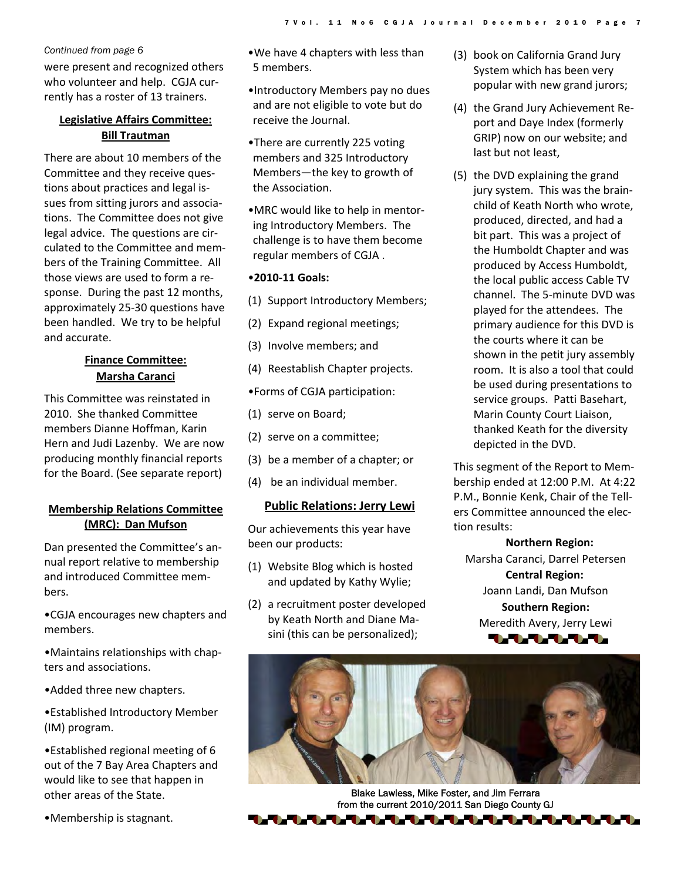*Continued from page 6*

were present and recognized others who volunteer and help. CGJA currently has a roster of 13 trainers.

### Legislative Affairs Committee: Bill Trautman

There are about 10 members of the Committee and they receive questions about practices and legal issues from sitting jurors and associations. The Committee does not give legal advice. The questions are circulated to the Committee and members of the Training Committee. All those views are used to form a response. During the past 12 months, approximately 25-30 questions have been handled. We try to be helpful and accurate.

### Finance Committee: Marsha Caranci

This Committee was reinstated in 2010. She thanked Committee members Dianne Hoffman, Karin Hern and Judi Lazenby. We are now producing monthly financial reports for the Board. (See separate report)

### Membership Relations Committee (MRC): Dan Mufson

Dan presented the Committee's annual report relative to membership and introduced Committee members.

- CGJA encourages new chapters and members.
- Maintains relationships with chapters and associations.
- Added three new chapters.
- Established Introductory Member (IM) program.
- Established regional meeting of 6 out of the 7 Bay Area Chapters and would like to see that happen in other areas of the State.
- Membership is stagnant.
- We have 4 chapters with less than 5 members.
- Introductory Members pay no dues and are not eligible to vote but do receive the Journal.
- There are currently 225 voting members and 325 Introductory Members—the key to growth of the Association.
- MRC would like to help in mentoring Introductory Members. The challenge is to have them become regular members of CGJA .
- **2010-11 Goals:**

(1) Support Introductory Members;

(2) Expand regional meetings;

(3) Involve members; and

(4) Reestablish Chapter projects.

- Forms of CGJA participation:

(1) serve on Board;

(2) serve on a committee;

(3) be a member of a chapter; or

(4) be an individual member.

### Public Relations: Jerry Lewi

Our achievements this year have been our products:

(1) Website Blog which is hosted and updated by Kathy Wylie;

(2) a recruitment poster developed by Keath North and Diane Masini (this can be personalized);

(3) book on California Grand Jury System which has been very popular with new grand jurors;

(4) the Grand Jury Achievement Report and Daye Index (formerly GRIP) now on our website; and last but not least,

(5) the DVD explaining the grand jury system. This was the brainchild of Keath North who wrote, produced, directed, and had a bit part. This was a project of the Humboldt Chapter and was produced by Access Humboldt, the local public access Cable TV channel. The 5-minute DVD was played for the attendees. The primary audience for this DVD is the courts where it can be shown in the petit jury assembly room. It is also a tool that could be used during presentations to service groups. Patti Basehart, Marin County Court Liaison, thanked Keath for the diversity depicted in the DVD.

This segment of the Report to Membership ended at 12:00 P.M. At 4:22 P.M., Bonnie Kenk, Chair of the Tellers Committee announced the election results:

**Northern Region:**
Marsha Caranci, Darrel Petersen

**Central Region:**
Joann Landi, Dan Mufson

**Southern Region:**
Meredith Avery, Jerry Lewi

Blake Lawless, Mike Foster, and Jim Ferrara from the current 2010/2011 San Diego County GJ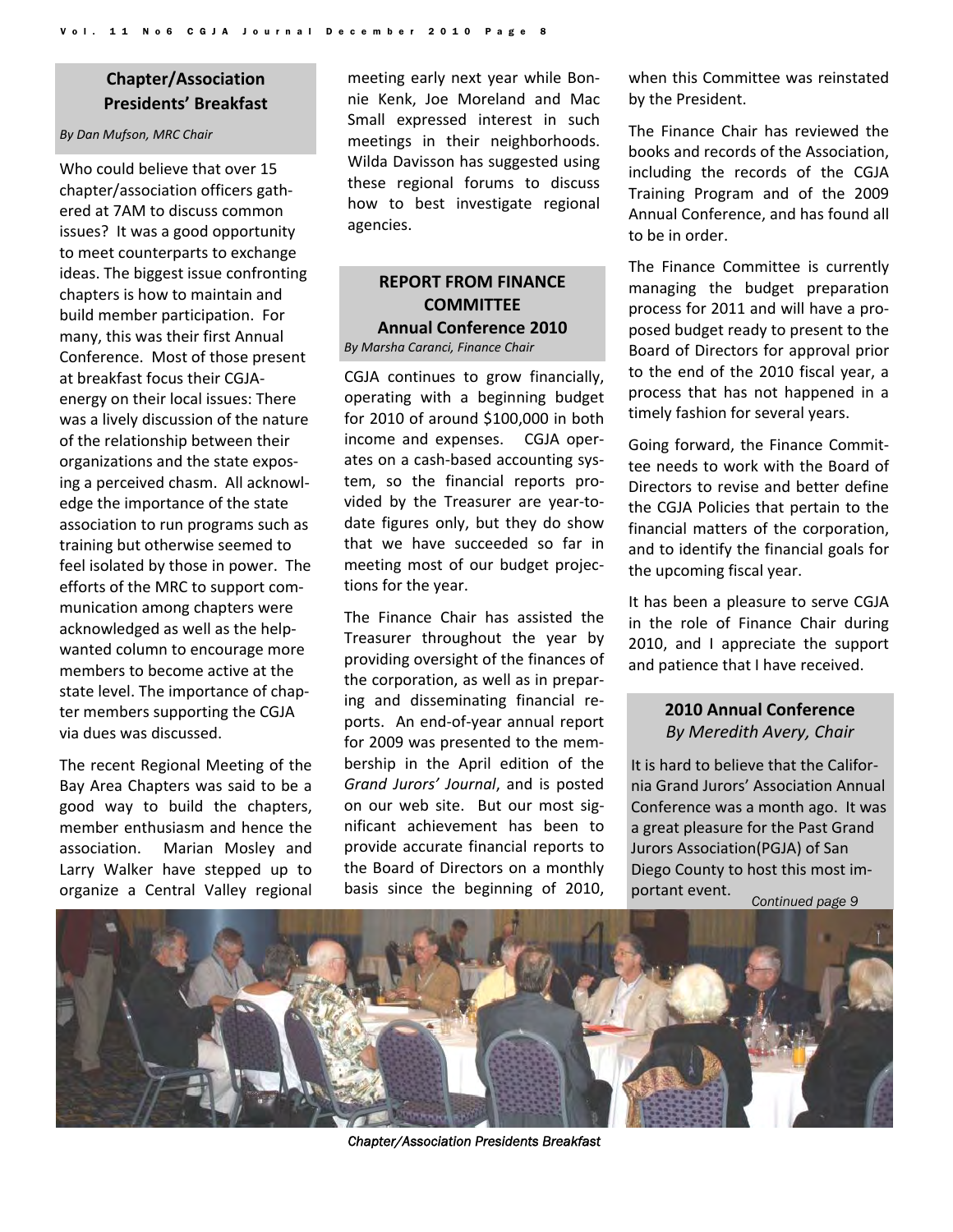## Chapter/Association Presidents' Breakfast

*By Dan Mufson, MRC Chair*

Who could believe that over 15 chapter/association officers gathered at 7AM to discuss common issues? It was a good opportunity to meet counterparts to exchange ideas. The biggest issue confronting chapters is how to maintain and build member participation. For many, this was their first Annual Conference. Most of those present at breakfast focus their CGJA-energy on their local issues: There was a lively discussion of the nature of the relationship between their organizations and the state exposing a perceived chasm. All acknowledge the importance of the state association to run programs such as training but otherwise seemed to feel isolated by those in power. The efforts of the MRC to support communication among chapters were acknowledged as well as the help-wanted column to encourage more members to become active at the state level. The importance of chapter members supporting the CGJA via dues was discussed.

The recent Regional Meeting of the Bay Area Chapters was said to be a good way to build the chapters, member enthusiasm and hence the association. Marian Mosley and Larry Walker have stepped up to organize a Central Valley regional meeting early next year while Bonnie Kenk, Joe Moreland and Mac Small expressed interest in such meetings in their neighborhoods. Wilda Davisson has suggested using these regional forums to discuss how to best investigate regional agencies.

## REPORT FROM FINANCE COMMITTEE Annual Conference 2010

*By Marsha Caranci, Finance Chair*

CGJA continues to grow financially, operating with a beginning budget for 2010 of around $100,000 in both income and expenses. CGJA operates on a cash-based accounting system, so the financial reports provided by the Treasurer are year-to-date figures only, but they do show that we have succeeded so far in meeting most of our budget projections for the year.

The Finance Chair has assisted the Treasurer throughout the year by providing oversight of the finances of the corporation, as well as in preparing and disseminating financial reports. An end-of-year annual report for 2009 was presented to the membership in the April edition of the *Grand Jurors' Journal*, and is posted on our web site. But our most significant achievement has been to provide accurate financial reports to the Board of Directors on a monthly basis since the beginning of 2010, when this Committee was reinstated by the President.

The Finance Chair has reviewed the books and records of the Association, including the records of the CGJA Training Program and of the 2009 Annual Conference, and has found all to be in order.

The Finance Committee is currently managing the budget preparation process for 2011 and will have a proposed budget ready to present to the Board of Directors for approval prior to the end of the 2010 fiscal year, a process that has not happened in a timely fashion for several years.

Going forward, the Finance Committee needs to work with the Board of Directors to revise and better define the CGJA Policies that pertain to the financial matters of the corporation, and to identify the financial goals for the upcoming fiscal year.

It has been a pleasure to serve CGJA in the role of Finance Chair during 2010, and I appreciate the support and patience that I have received.

## 2010 Annual Conference

*By Meredith Avery, Chair*

It is hard to believe that the California Grand Jurors' Association Annual Conference was a month ago. It was a great pleasure for the Past Grand Jurors Association(PGJA) of San Diego County to host this most important event.

*Continued page 9*

*Chapter/Association Presidents Breakfast*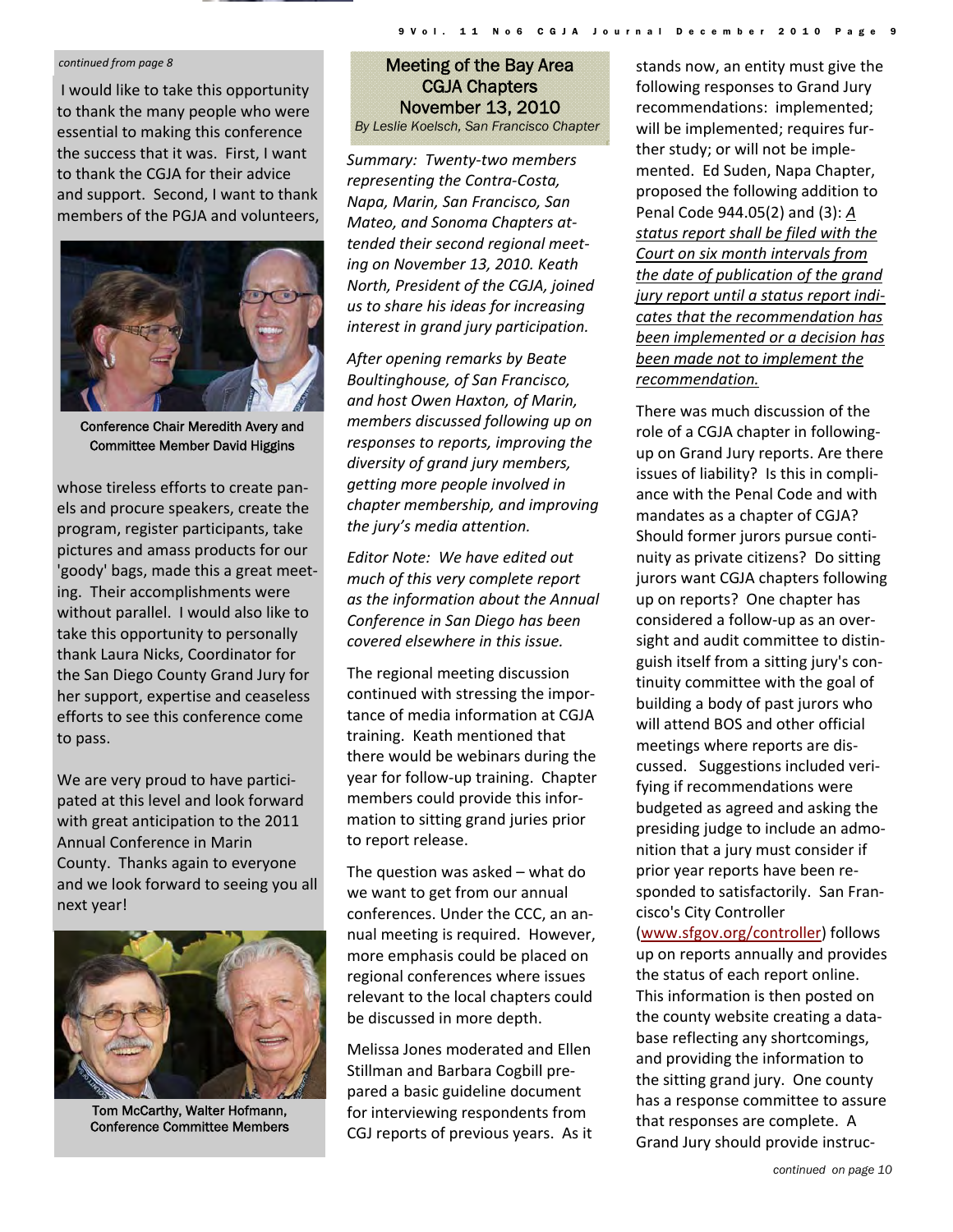*continued from page 8*

I would like to take this opportunity to thank the many people who were essential to making this conference the success that it was. First, I want to thank the CGJA for their advice and support. Second, I want to thank members of the PGJA and volunteers, whose tireless efforts to create panels and procure speakers, create the program, register participants, take pictures and amass products for our 'goody' bags, made this a great meeting. Their accomplishments were without parallel. I would also like to take this opportunity to personally thank Laura Nicks, Coordinator for the San Diego County Grand Jury for her support, expertise and ceaseless efforts to see this conference come to pass.

Conference Chair Meredith Avery and Committee Member David Higgins

We are very proud to have participated at this level and look forward with great anticipation to the 2011 Annual Conference in Marin County. Thanks again to everyone and we look forward to seeing you all next year!

Tom McCarthy, Walter Hofmann, Conference Committee Members

## Meeting of the Bay Area CGJA Chapters November 13, 2010

*By Leslie Koelsch, San Francisco Chapter*

*Summary: Twenty-two members representing the Contra-Costa, Napa, Marin, San Francisco, San Mateo, and Sonoma Chapters attended their second regional meeting on November 13, 2010. Keath North, President of the CGJA, joined us to share his ideas for increasing interest in grand jury participation.*

*After opening remarks by Beate Boultinghouse, of San Francisco, and host Owen Haxton, of Marin, members discussed following up on responses to reports, improving the diversity of grand jury members, getting more people involved in chapter membership, and improving the jury's media attention.*

*Editor Note: We have edited out much of this very complete report as the information about the Annual Conference in San Diego has been covered elsewhere in this issue.*

The regional meeting discussion continued with stressing the importance of media information at CGJA training. Keath mentioned that there would be webinars during the year for follow-up training. Chapter members could provide this information to sitting grand juries prior to report release.

The question was asked – what do we want to get from our annual conferences. Under the CCC, an annual meeting is required. However, more emphasis could be placed on regional conferences where issues relevant to the local chapters could be discussed in more depth.

Melissa Jones moderated and Ellen Stillman and Barbara Cogbill prepared a basic guideline document for interviewing respondents from CGJ reports of previous years. As it stands now, an entity must give the following responses to Grand Jury recommendations: implemented; will be implemented; requires further study; or will not be implemented. Ed Suden, Napa Chapter, proposed the following addition to Penal Code 944.05(2) and (3): <u>A status report shall be filed with the Court on six month intervals from the date of publication of the grand jury report until a status report indicates that the recommendation has been implemented or a decision has been made not to implement the recommendation.</u>

There was much discussion of the role of a CGJA chapter in following-up on Grand Jury reports. Are there issues of liability? Is this in compliance with the Penal Code and with mandates as a chapter of CGJA? Should former jurors pursue continuity as private citizens? Do sitting jurors want CGJA chapters following up on reports? One chapter has considered a follow-up as an oversight and audit committee to distinguish itself from a sitting jury's continuity committee with the goal of building a body of past jurors who will attend BOS and other official meetings where reports are discussed. Suggestions included verifying if recommendations were budgeted as agreed and asking the presiding judge to include an admonition that a jury must consider if prior year reports have been responded to satisfactorily. San Francisco's City Controller (www.sfgov.org/controller) follows up on reports annually and provides the status of each report online. This information is then posted on the county website creating a database reflecting any shortcomings, and providing the information to the sitting grand jury. One county has a response committee to assure that responses are complete. A Grand Jury should provide instruc-

*continued on page 10*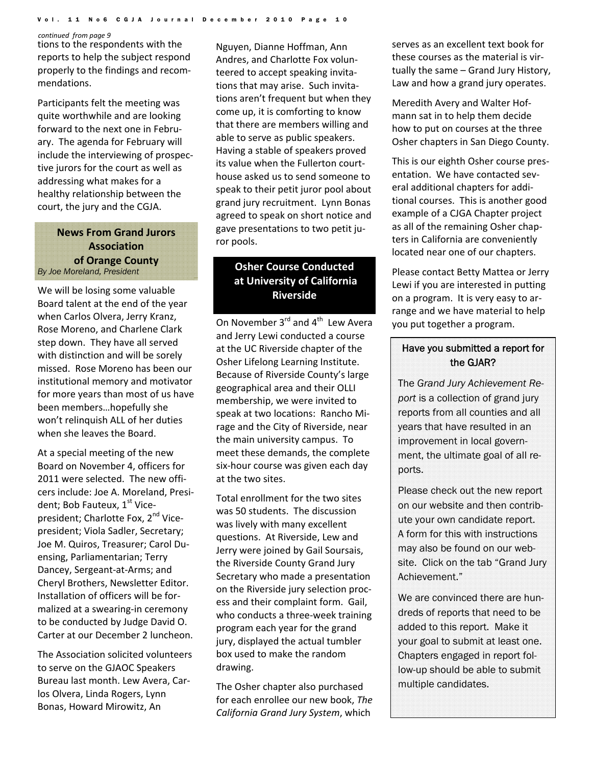*continued from page 9*

tions to the respondents with the reports to help the subject respond properly to the findings and recommendations.

Participants felt the meeting was quite worthwhile and are looking forward to the next one in February. The agenda for February will include the interviewing of prospective jurors for the court as well as addressing what makes for a healthy relationship between the court, the jury and the CGJA.

## News From Grand Jurors Association of Orange County

*By Joe Moreland, President*

We will be losing some valuable Board talent at the end of the year when Carlos Olvera, Jerry Kranz, Rose Moreno, and Charlene Clark step down. They have all served with distinction and will be sorely missed. Rose Moreno has been our institutional memory and motivator for more years than most of us have been members…hopefully she won't relinquish ALL of her duties when she leaves the Board.

At a special meeting of the new Board on November 4, officers for 2011 were selected. The new officers include: Joe A. Moreland, President; Bob Fauteux, 1st Vice-president; Charlotte Fox, 2nd Vice-president; Viola Sadler, Secretary; Joe M. Quiros, Treasurer; Carol Duensing, Parliamentarian; Terry Dancey, Sergeant-at-Arms; and Cheryl Brothers, Newsletter Editor. Installation of officers will be formalized at a swearing-in ceremony to be conducted by Judge David O. Carter at our December 2 luncheon.

The Association solicited volunteers to serve on the GJAOC Speakers Bureau last month. Lew Avera, Carlos Olvera, Linda Rogers, Lynn Bonas, Howard Mirowitz, An Nguyen, Dianne Hoffman, Ann Andres, and Charlotte Fox volunteered to accept speaking invitations that may arise. Such invitations aren't frequent but when they come up, it is comforting to know that there are members willing and able to serve as public speakers. Having a stable of speakers proved its value when the Fullerton courthouse asked us to send someone to speak to their petit juror pool about grand jury recruitment. Lynn Bonas agreed to speak on short notice and gave presentations to two petit juror pools.

## Osher Course Conducted at University of California Riverside

On November 3rd and 4th Lew Avera and Jerry Lewi conducted a course at the UC Riverside chapter of the Osher Lifelong Learning Institute. Because of Riverside County's large geographical area and their OLLI membership, we were invited to speak at two locations: Rancho Mirage and the City of Riverside, near the main university campus. To meet these demands, the complete six-hour course was given each day at the two sites.

Total enrollment for the two sites was 50 students. The discussion was lively with many excellent questions. At Riverside, Lew and Jerry were joined by Gail Soursais, the Riverside County Grand Jury Secretary who made a presentation on the Riverside jury selection process and their complaint form. Gail, who conducts a three-week training program each year for the grand jury, displayed the actual tumbler box used to make the random drawing.

The Osher chapter also purchased for each enrollee our new book, *The California Grand Jury System*, which serves as an excellent text book for these courses as the material is virtually the same – Grand Jury History, Law and how a grand jury operates.

Meredith Avery and Walter Hofmann sat in to help them decide how to put on courses at the three Osher chapters in San Diego County.

This is our eighth Osher course presentation. We have contacted several additional chapters for additional courses. This is another good example of a CJGA Chapter project as all of the remaining Osher chapters in California are conveniently located near one of our chapters.

Please contact Betty Mattea or Jerry Lewi if you are interested in putting on a program. It is very easy to arrange and we have material to help you put together a program.

### Have you submitted a report for the GJAR?

The *Grand Jury Achievement Report* is a collection of grand jury reports from all counties and all years that have resulted in an improvement in local government, the ultimate goal of all reports.

Please check out the new report on our website and then contribute your own candidate report. A form for this with instructions may also be found on our website. Click on the tab "Grand Jury Achievement."

We are convinced there are hundreds of reports that need to be added to this report. Make it your goal to submit at least one. Chapters engaged in report follow-up should be able to submit multiple candidates.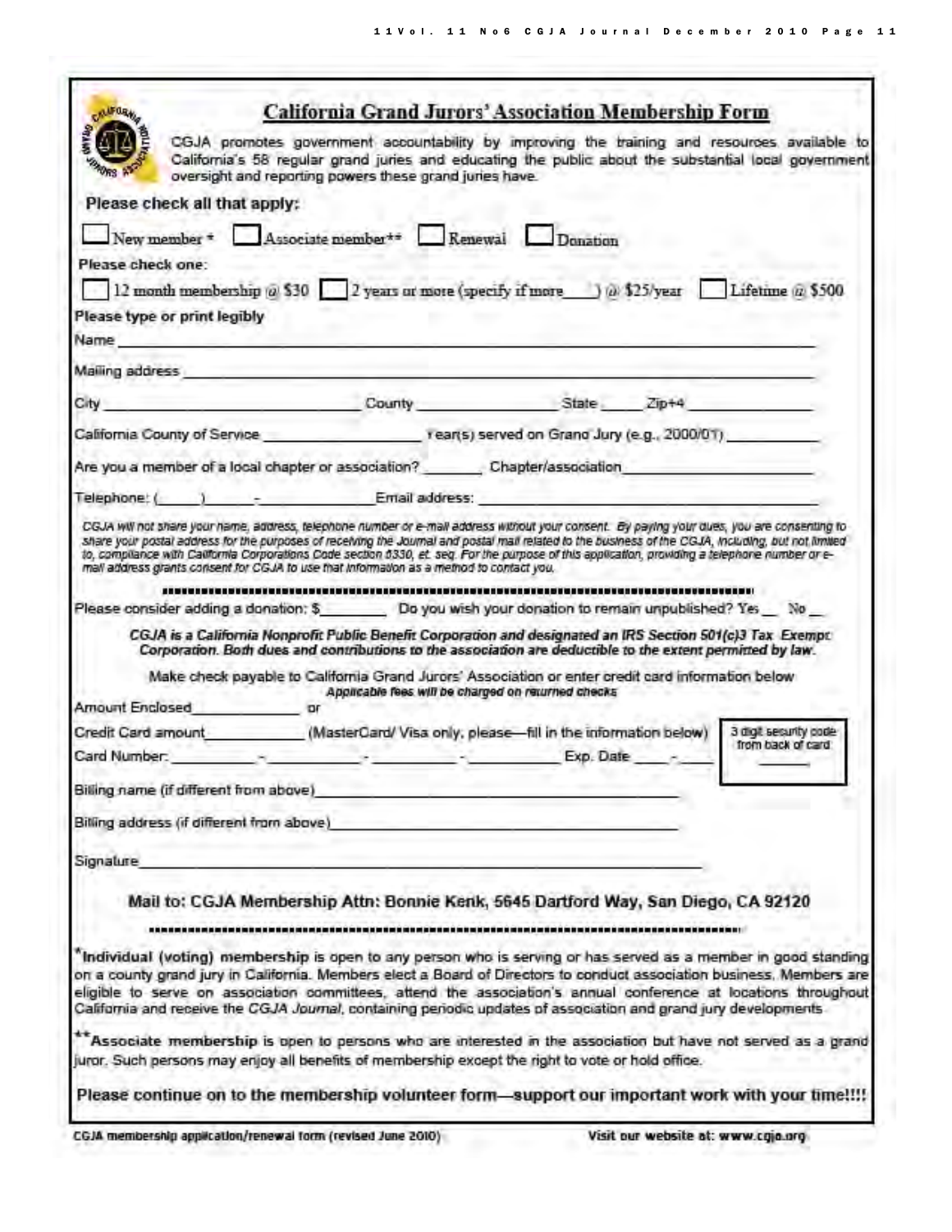# California Grand Jurors' Association Membership Form

CGJA promotes government accountability by improving the training and resources available to California's 58 regular grand juries and educating the public about the substantial local government oversight and reporting powers these grand juries have.

**Please check all that apply:**

☐ New member * ☐ Associate member** ☐ Renewal ☐ Donation

Please check one:

☐ 12 month membership @ $30 ☐ 2 years or more (specify if more\_\_\_\_) @ $25/year ☐ Lifetime @ $500

**Please type or print legibly**

Name \_\_\_\_\_\_\_\_\_\_\_\_\_\_\_\_\_\_\_\_\_\_\_\_\_\_\_\_\_\_\_\_\_\_\_\_\_\_\_\_

Mailing address \_\_\_\_\_\_\_\_\_\_\_\_\_\_\_\_\_\_\_\_\_\_\_\_\_\_\_\_\_\_\_\_\_\_\_\_\_\_\_\_

City \_\_\_\_\_\_\_\_\_\_\_\_\_\_\_\_ County \_\_\_\_\_\_\_\_\_\_\_\_ State \_\_\_\_ Zip+4 \_\_\_\_\_\_\_\_\_\_

California County of Service \_\_\_\_\_\_\_\_\_\_\_\_\_\_ Year(s) served on Grand Jury (e.g., 2000/01) \_\_\_\_\_\_\_\_\_\_

Are you a member of a local chapter or association? \_\_\_\_\_\_ Chapter/association \_\_\_\_\_\_\_\_\_\_\_\_\_\_\_\_

Telephone: (\_\_\_\_\_) \_\_\_\_\_ - \_\_\_\_\_\_\_\_\_ Email address: \_\_\_\_\_\_\_\_\_\_\_\_\_\_\_\_\_\_\_\_\_\_\_\_\_\_

*CGJA will not share your name, address, telephone number or e-mail address without your consent. By paying your dues, you are consenting to share your postal address for the purposes of receiving the Journal and postal mail related to the business of the CGJA, including, but not limited to, compliance with California Corporations Code section 8330, et. seq. For the purpose of this application, providing a telephone number or e-mail address grants consent for CGJA to use that information as a method to contact you.*

---

Please consider adding a donation: $\_\_\_\_\_\_\_\_ Do you wish your donation to remain unpublished? Yes \_\_ No \_\_

***CGJA is a California Nonprofit Public Benefit Corporation and designated an IRS Section 501(c)3 Tax Exempt Corporation. Both dues and contributions to the association are deductible to the extent permitted by law.***

Make check payable to California Grand Jurors' Association or enter credit card information below

*Applicable fees will be charged on returned checks*

Amount Enclosed \_\_\_\_\_\_\_\_\_\_\_ or

Credit Card amount \_\_\_\_\_\_\_\_\_\_\_ (MasterCard/ Visa only, please—fill in the information below)

Card Number: \_\_\_\_\_\_\_\_ - \_\_\_\_\_\_\_\_ - \_\_\_\_\_\_\_\_ - \_\_\_\_\_\_\_\_ Exp. Date \_\_\_\_ - \_\_\_\_

3 digit security code from back of card \_\_\_\_\_\_

Billing name (if different from above) \_\_\_\_\_\_\_\_\_\_\_\_\_\_\_\_\_\_\_\_\_\_\_\_\_\_\_\_\_\_

Billing address (if different from above) \_\_\_\_\_\_\_\_\_\_\_\_\_\_\_\_\_\_\_\_\_\_\_\_\_\_\_\_\_\_

Signature \_\_\_\_\_\_\_\_\_\_\_\_\_\_\_\_\_\_\_\_\_\_\_\_\_\_\_\_\_\_\_\_\_\_\_\_\_\_\_\_

**Mail to: CGJA Membership Attn: Bonnie Kenk, 5645 Dartford Way, San Diego, CA 92120**

---

*__Individual (voting) membership__ is open to any person who is serving or has served as a member in good standing on a county grand jury in California. Members elect a Board of Directors to conduct association business. Members are eligible to serve on association committees, attend the association's annual conference at locations throughout California and receive the *CGJA Journal*, containing periodic updates of association and grand jury developments.

**__Associate membership__ is open to persons who are interested in the association but have not served as a grand juror. Such persons may enjoy all benefits of membership except the right to vote or hold office.

**Please continue on to the membership volunteer form—support our important work with your time!!!!**

CGJA membership application/renewal form (revised June 2010)

Visit our website at: www.cgja.org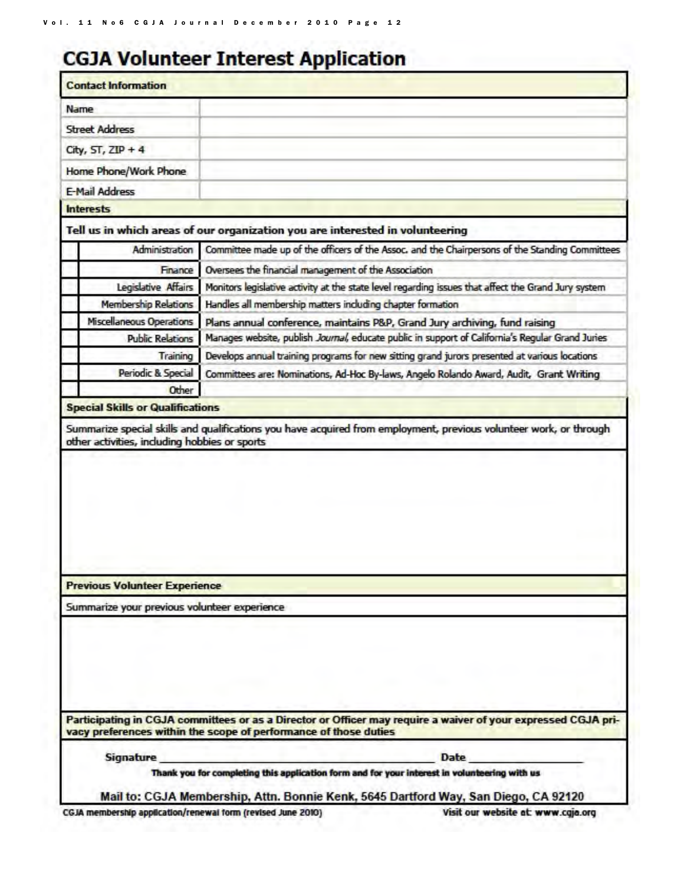# CGJA Volunteer Interest Application

## Contact Information

| | |
|---|---|
| Name | |
| Street Address | |
| City, ST, ZIP + 4 | |
| Home Phone/Work Phone | |
| E-Mail Address | |

## Interests

**Tell us in which areas of our organization you are interested in volunteering**

| | | |
|---|---|---|
| | Administration | Committee made up of the officers of the Assoc. and the Chairpersons of the Standing Committees |
| | Finance | Oversees the financial management of the Association |
| | Legislative Affairs | Monitors legislative activity at the state level regarding issues that affect the Grand Jury system |
| | Membership Relations | Handles all membership matters including chapter formation |
| | Miscellaneous Operations | Plans annual conference, maintains P&P, Grand Jury archiving, fund raising |
| | Public Relations | Manages website, publish *Journal*, educate public in support of California's Regular Grand Juries |
| | Training | Develops annual training programs for new sitting grand jurors presented at various locations |
| | Periodic & Special | Committees are: Nominations, Ad-Hoc By-laws, Angelo Rolando Award, Audit, Grant Writing |
| | Other | |

## Special Skills or Qualifications

Summarize special skills and qualifications you have acquired from employment, previous volunteer work, or through other activities, including hobbies or sports

## Previous Volunteer Experience

Summarize your previous volunteer experience

**Participating in CGJA committees or as a Director or Officer may require a waiver of your expressed CGJA privacy preferences within the scope of performance of those duties**

**Signature** \_\_\_\_\_\_\_\_\_\_\_\_\_\_\_\_\_\_\_\_\_\_\_\_\_\_\_\_\_\_\_\_ **Date** \_\_\_\_\_\_\_\_\_\_\_\_\_\_\_\_

**Thank you for completing this application form and for your interest in volunteering with us**

**Mail to: CGJA Membership, Attn. Bonnie Kenk, 5645 Dartford Way, San Diego, CA 92120**

CGJA membership application/renewal form (revised June 2010)

Visit our website at: www.cgja.org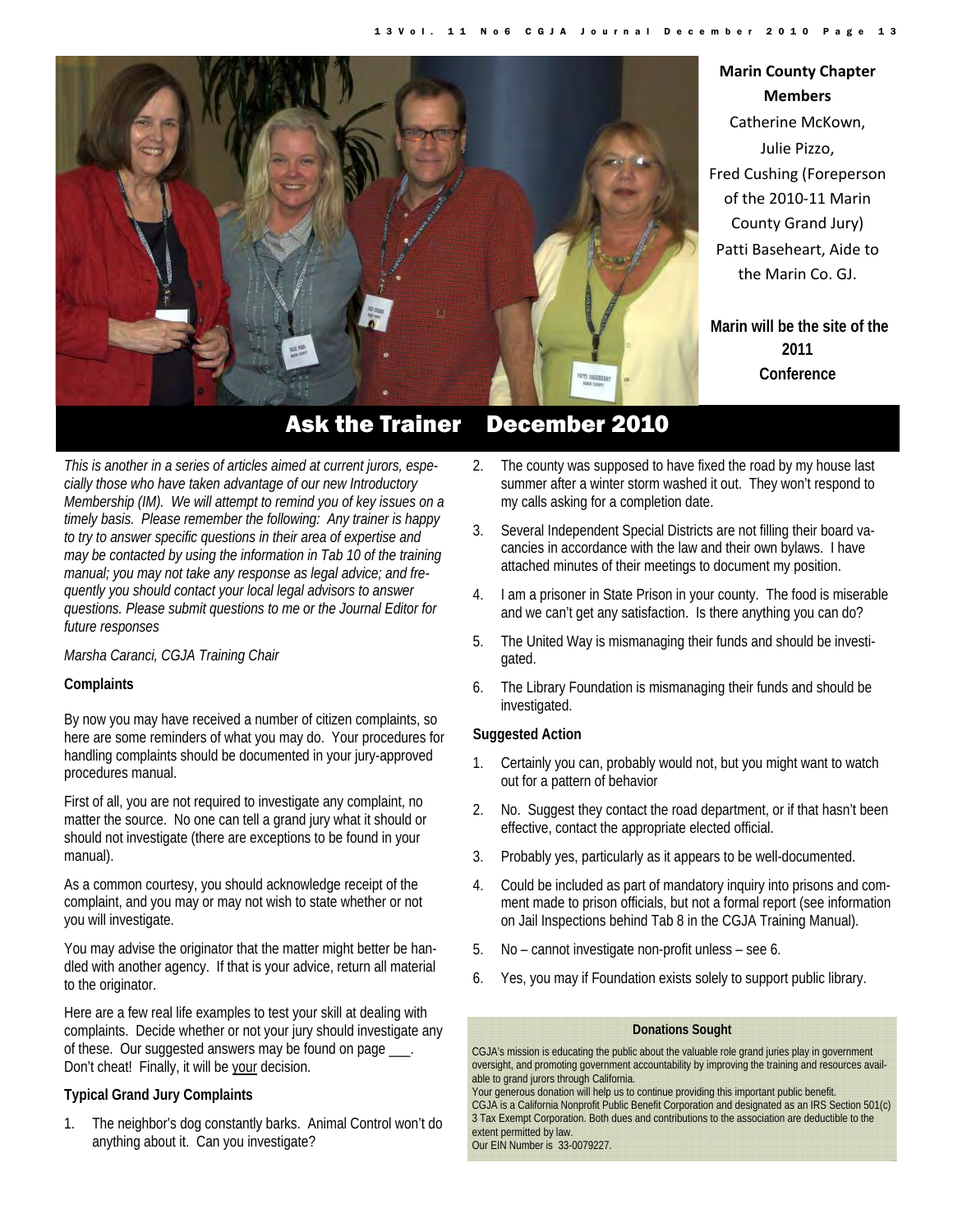**Marin County Chapter Members**

Catherine McKown, Julie Pizzo, Fred Cushing (Foreperson of the 2010-11 Marin County Grand Jury) Patti Baseheart, Aide to the Marin Co. GJ.

**Marin will be the site of the 2011 Conference**

# Ask the Trainer December 2010

*This is another in a series of articles aimed at current jurors, especially those who have taken advantage of our new Introductory Membership (IM). We will attempt to remind you of key issues on a timely basis. Please remember the following: Any trainer is happy to try to answer specific questions in their area of expertise and may be contacted by using the information in Tab 10 of the training manual; you may not take any response as legal advice; and frequently you should contact your local legal advisors to answer questions. Please submit questions to me or the Journal Editor for future responses*

*Marsha Caranci, CGJA Training Chair*

**Complaints**

By now you may have received a number of citizen complaints, so here are some reminders of what you may do. Your procedures for handling complaints should be documented in your jury-approved procedures manual.

First of all, you are not required to investigate any complaint, no matter the source. No one can tell a grand jury what it should or should not investigate (there are exceptions to be found in your manual).

As a common courtesy, you should acknowledge receipt of the complaint, and you may or may not wish to state whether or not you will investigate.

You may advise the originator that the matter might better be handled with another agency. If that is your advice, return all material to the originator.

Here are a few real life examples to test your skill at dealing with complaints. Decide whether or not your jury should investigate any of these. Our suggested answers may be found on page ___. Don't cheat! Finally, it will be your decision.

**Typical Grand Jury Complaints**

1. The neighbor's dog constantly barks. Animal Control won't do anything about it. Can you investigate?
2. The county was supposed to have fixed the road by my house last summer after a winter storm washed it out. They won't respond to my calls asking for a completion date.
3. Several Independent Special Districts are not filling their board vacancies in accordance with the law and their own bylaws. I have attached minutes of their meetings to document my position.
4. I am a prisoner in State Prison in your county. The food is miserable and we can't get any satisfaction. Is there anything you can do?
5. The United Way is mismanaging their funds and should be investigated.
6. The Library Foundation is mismanaging their funds and should be investigated.

**Suggested Action**

1. Certainly you can, probably would not, but you might want to watch out for a pattern of behavior
2. No. Suggest they contact the road department, or if that hasn't been effective, contact the appropriate elected official.
3. Probably yes, particularly as it appears to be well-documented.
4. Could be included as part of mandatory inquiry into prisons and comment made to prison officials, but not a formal report (see information on Jail Inspections behind Tab 8 in the CGJA Training Manual).
5. No – cannot investigate non-profit unless – see 6.
6. Yes, you may if Foundation exists solely to support public library.

**Donations Sought**

CGJA's mission is educating the public about the valuable role grand juries play in government oversight, and promoting government accountability by improving the training and resources available to grand jurors through California.

Your generous donation will help us to continue providing this important public benefit.

CGJA is a California Nonprofit Public Benefit Corporation and designated as an IRS Section 501(c) 3 Tax Exempt Corporation. Both dues and contributions to the association are deductible to the extent permitted by law.

Our EIN Number is 33-0079227.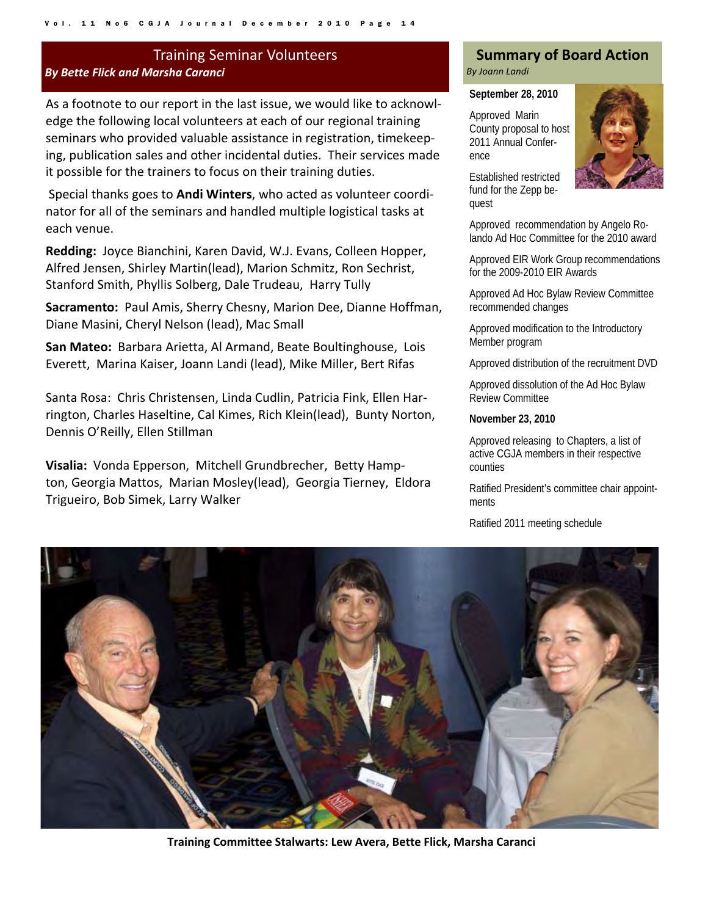## Training Seminar Volunteers

***By Bette Flick and Marsha Caranci***

As a footnote to our report in the last issue, we would like to acknowledge the following local volunteers at each of our regional training seminars who provided valuable assistance in registration, timekeeping, publication sales and other incidental duties. Their services made it possible for the trainers to focus on their training duties.

Special thanks goes to **Andi Winters**, who acted as volunteer coordinator for all of the seminars and handled multiple logistical tasks at each venue.

**Redding:** Joyce Bianchini, Karen David, W.J. Evans, Colleen Hopper, Alfred Jensen, Shirley Martin(lead), Marion Schmitz, Ron Sechrist, Stanford Smith, Phyllis Solberg, Dale Trudeau, Harry Tully

**Sacramento:** Paul Amis, Sherry Chesny, Marion Dee, Dianne Hoffman, Diane Masini, Cheryl Nelson (lead), Mac Small

**San Mateo:** Barbara Arietta, Al Armand, Beate Boultinghouse, Lois Everett, Marina Kaiser, Joann Landi (lead), Mike Miller, Bert Rifas

Santa Rosa: Chris Christensen, Linda Cudlin, Patricia Fink, Ellen Harrington, Charles Haseltine, Cal Kimes, Rich Klein(lead), Bunty Norton, Dennis O'Reilly, Ellen Stillman

**Visalia:** Vonda Epperson, Mitchell Grundbrecher, Betty Hampton, Georgia Mattos, Marian Mosley(lead), Georgia Tierney, Eldora Trigueiro, Bob Simek, Larry Walker

## Summary of Board Action

*By Joann Landi*

**September 28, 2010**

Approved Marin County proposal to host 2011 Annual Conference

Established restricted fund for the Zepp bequest

Approved recommendation by Angelo Rolando Ad Hoc Committee for the 2010 award

Approved EIR Work Group recommendations for the 2009-2010 EIR Awards

Approved Ad Hoc Bylaw Review Committee recommended changes

Approved modification to the Introductory Member program

Approved distribution of the recruitment DVD

Approved dissolution of the Ad Hoc Bylaw Review Committee

**November 23, 2010**

Approved releasing to Chapters, a list of active CGJA members in their respective counties

Ratified President's committee chair appointments

Ratified 2011 meeting schedule

**Training Committee Stalwarts: Lew Avera, Bette Flick, Marsha Caranci**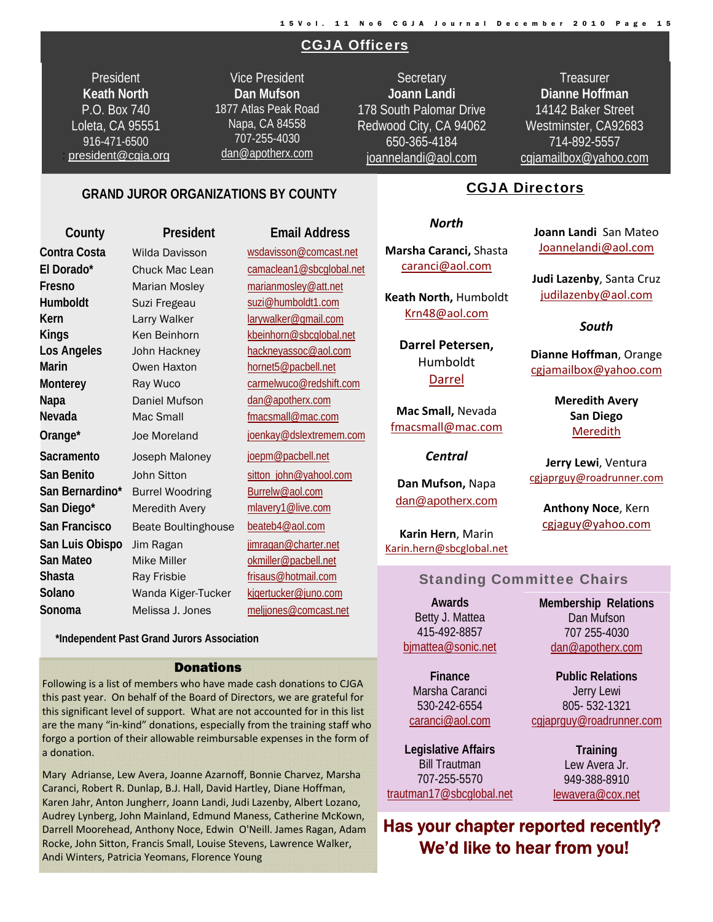## CGJA Officers

| President | Vice President | Secretary | Treasurer |
|---|---|---|---|
| **Keath North** | **Dan Mufson** | **Joann Landi** | **Dianne Hoffman** |
| P.O. Box 740 | 1877 Atlas Peak Road | 178 South Palomar Drive | 14142 Baker Street |
| Loleta, CA 95551 | Napa, CA 84558 | Redwood City, CA 94062 | Westminster, CA92683 |
| 916-471-6500 | 707-255-4030 | 650-365-4184 | 714-892-5557 |
| president@cgja.org | dan@apotherx.com | joannelandi@aol.com | cgjamailbox@yahoo.com |

## GRAND JUROR ORGANIZATIONS BY COUNTY

| County | President | Email Address |
|---|---|---|
| **Contra Costa** | Wilda Davisson | wsdavisson@comcast.net |
| **El Dorado*** | Chuck Mac Lean | camaclean1@sbcglobal.net |
| **Fresno** | Marian Mosley | marianmosley@att.net |
| **Humboldt** | Suzi Fregeau | suzi@humboldt1.com |
| **Kern** | Larry Walker | larywalker@gmail.com |
| **Kings** | Ken Beinhorn | kbeinhorn@sbcglobal.net |
| **Los Angeles** | John Hackney | hackneyassoc@aol.com |
| **Marin** | Owen Haxton | hornet5@pacbell.net |
| **Monterey** | Ray Wuco | carmelwuco@redshift.com |
| **Napa** | Daniel Mufson | dan@apotherx.com |
| **Nevada** | Mac Small | fmacsmall@mac.com |
| **Orange*** | Joe Moreland | joenkay@dslextremem.com |
| **Sacramento** | Joseph Maloney | joepm@pacbell.net |
| **San Benito** | John Sitton | sitton_john@yahool.com |
| **San Bernardino*** | Burrel Woodring | Burrelw@aol.com |
| **San Diego*** | Meredith Avery | mlavery1@live.com |
| **San Francisco** | Beate Boultinghouse | beateb4@aol.com |
| **San Luis Obispo** | Jim Ragan | jimragan@charter.net |
| **San Mateo** | Mike Miller | okmiller@pacbell.net |
| **Shasta** | Ray Frisbie | frisaus@hotmail.com |
| **Solano** | Wanda Kiger-Tucker | kjgertucker@juno.com |
| **Sonoma** | Melissa J. Jones | meljjones@comcast.net |

***Independent Past Grand Jurors Association**

## Donations

Following is a list of members who have made cash donations to CJGA this past year. On behalf of the Board of Directors, we are grateful for this significant level of support. What are not accounted for in this list are the many "in-kind" donations, especially from the training staff who forgo a portion of their allowable reimbursable expenses in the form of a donation.

Mary Adrianse, Lew Avera, Joanne Azarnoff, Bonnie Charvez, Marsha Caranci, Robert R. Dunlap, B.J. Hall, David Hartley, Diane Hoffman, Karen Jahr, Anton Jungherr, Joann Landi, Judi Lazenby, Albert Lozano, Audrey Lynberg, John Mainland, Edmund Maness, Catherine McKown, Darrell Moorehead, Anthony Noce, Edwin O'Neill. James Ragan, Adam Rocke, John Sitton, Francis Small, Louise Stevens, Lawrence Walker, Andi Winters, Patricia Yeomans, Florence Young

## CGJA Directors

### *North*

**Marsha Caranci,** Shasta
caranci@aol.com

**Keath North,** Humboldt
Krn48@aol.com

**Darrel Petersen,** Humboldt
Darrel

**Mac Small,** Nevada
fmacsmall@mac.com

### *Central*

**Dan Mufson,** Napa
dan@apotherx.com

**Karin Hern**, Marin
Karin.hern@sbcglobal.net

**Joann Landi** San Mateo
Joannelandi@aol.com

**Judi Lazenby**, Santa Cruz
judilazenby@aol.com

### *South*

**Dianne Hoffman**, Orange
cgjamailbox@yahoo.com

**Meredith Avery**
**San Diego**
Meredith

**Jerry Lewi**, Ventura
cgjaprguy@roadrunner.com

**Anthony Noce**, Kern
cgjaguy@yahoo.com

## Standing Committee Chairs

**Awards**
Betty J. Mattea
415-492-8857
bjmattea@sonic.net

**Membership Relations**
Dan Mufson
707 255-4030
dan@apotherx.com

**Finance**
Marsha Caranci
530-242-6554
caranci@aol.com

**Public Relations**
Jerry Lewi
805- 532-1321
cgjaprguy@roadrunner.com

**Legislative Affairs**
Bill Trautman
707-255-5570
trautman17@sbcglobal.net

**Training**
Lew Avera Jr.
949-388-8910
lewavera@cox.net

**Has your chapter reported recently? We'd like to hear from you!**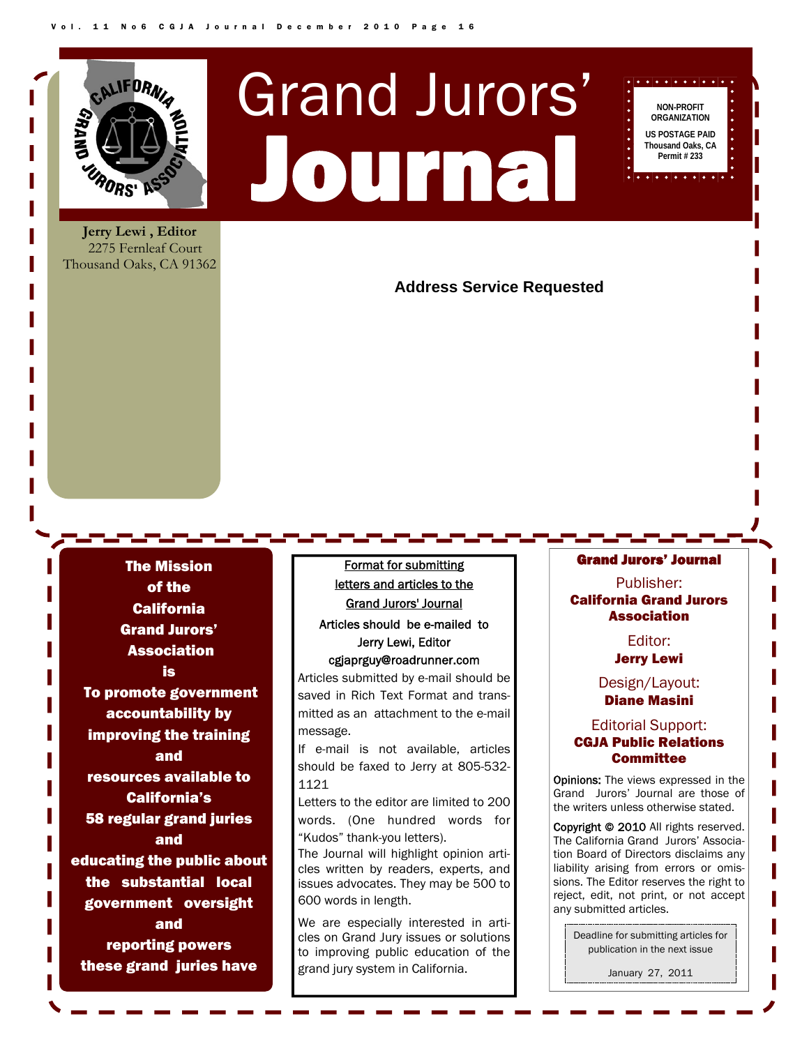# Grand Jurors' Journal

**Jerry Lewi , Editor**
2275 Fernleaf Court
Thousand Oaks, CA 91362

NON-PROFIT ORGANIZATION
US POSTAGE PAID
Thousand Oaks, CA
Permit # 233

**Address Service Requested**

**The Mission of the California Grand Jurors' Association is To promote government accountability by improving the training and resources available to California's 58 regular grand juries and educating the public about the substantial local government oversight and reporting powers these grand juries have**

<u>Format for submitting letters and articles to the Grand Jurors' Journal</u>

Articles should be e-mailed to Jerry Lewi, Editor
cgjaprguy@roadrunner.com

Articles submitted by e-mail should be saved in Rich Text Format and transmitted as an attachment to the e-mail message.

If e-mail is not available, articles should be faxed to Jerry at 805-532-1121

Letters to the editor are limited to 200 words. (One hundred words for "Kudos" thank-you letters).

The Journal will highlight opinion articles written by readers, experts, and issues advocates. They may be 500 to 600 words in length.

We are especially interested in articles on Grand Jury issues or solutions to improving public education of the grand jury system in California.

**Grand Jurors' Journal**

Publisher:
**California Grand Jurors Association**

Editor:
**Jerry Lewi**

Design/Layout:
**Diane Masini**

Editorial Support:
**CGJA Public Relations Committee**

**Opinions:** The views expressed in the Grand Jurors' Journal are those of the writers unless otherwise stated.

**Copyright © 2010** All rights reserved. The California Grand Jurors' Association Board of Directors disclaims any liability arising from errors or omissions. The Editor reserves the right to reject, edit, not print, or not accept any submitted articles.

Deadline for submitting articles for publication in the next issue

January 27, 2011